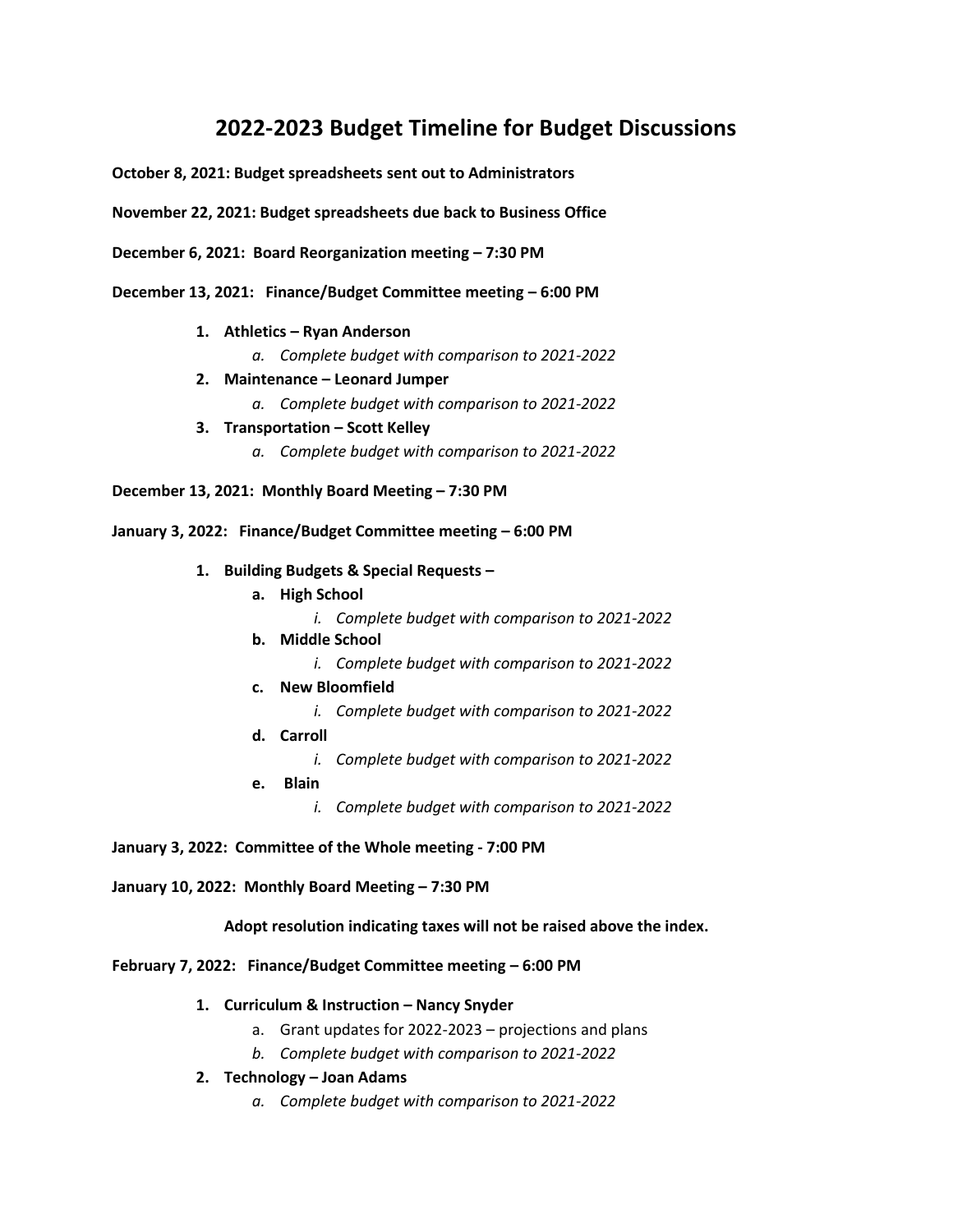# 2022-2023 Budget Timeline for Budget Discussions

**October 8, 2021: Budget spreadsheets sent out to Administrators**

**November 22, 2021: Budget spreadsheets due back to Business Office**

**December 6, 2021: Board Reorganization meeting – 7:30 PM**

**December 13, 2021: Finance/Budget Committee meeting – 6:00 PM**

1. **Athletics – Ryan Anderson**
   a. *Complete budget with comparison to 2021-2022*
2. **Maintenance – Leonard Jumper**
   a. *Complete budget with comparison to 2021-2022*
3. **Transportation – Scott Kelley**
   a. *Complete budget with comparison to 2021-2022*

**December 13, 2021: Monthly Board Meeting – 7:30 PM**

**January 3, 2022: Finance/Budget Committee meeting – 6:00 PM**

1. **Building Budgets & Special Requests –**
   a. **High School**
      i. *Complete budget with comparison to 2021-2022*
   b. **Middle School**
      i. *Complete budget with comparison to 2021-2022*
   c. **New Bloomfield**
      i. *Complete budget with comparison to 2021-2022*
   d. **Carroll**
      i. *Complete budget with comparison to 2021-2022*
   e. **Blain**
      i. *Complete budget with comparison to 2021-2022*

**January 3, 2022: Committee of the Whole meeting - 7:00 PM**

**January 10, 2022: Monthly Board Meeting – 7:30 PM**

**Adopt resolution indicating taxes will not be raised above the index.**

**February 7, 2022: Finance/Budget Committee meeting – 6:00 PM**

1. **Curriculum & Instruction – Nancy Snyder**
   a. Grant updates for 2022-2023 – projections and plans
   b. *Complete budget with comparison to 2021-2022*
2. **Technology – Joan Adams**
   a. *Complete budget with comparison to 2021-2022*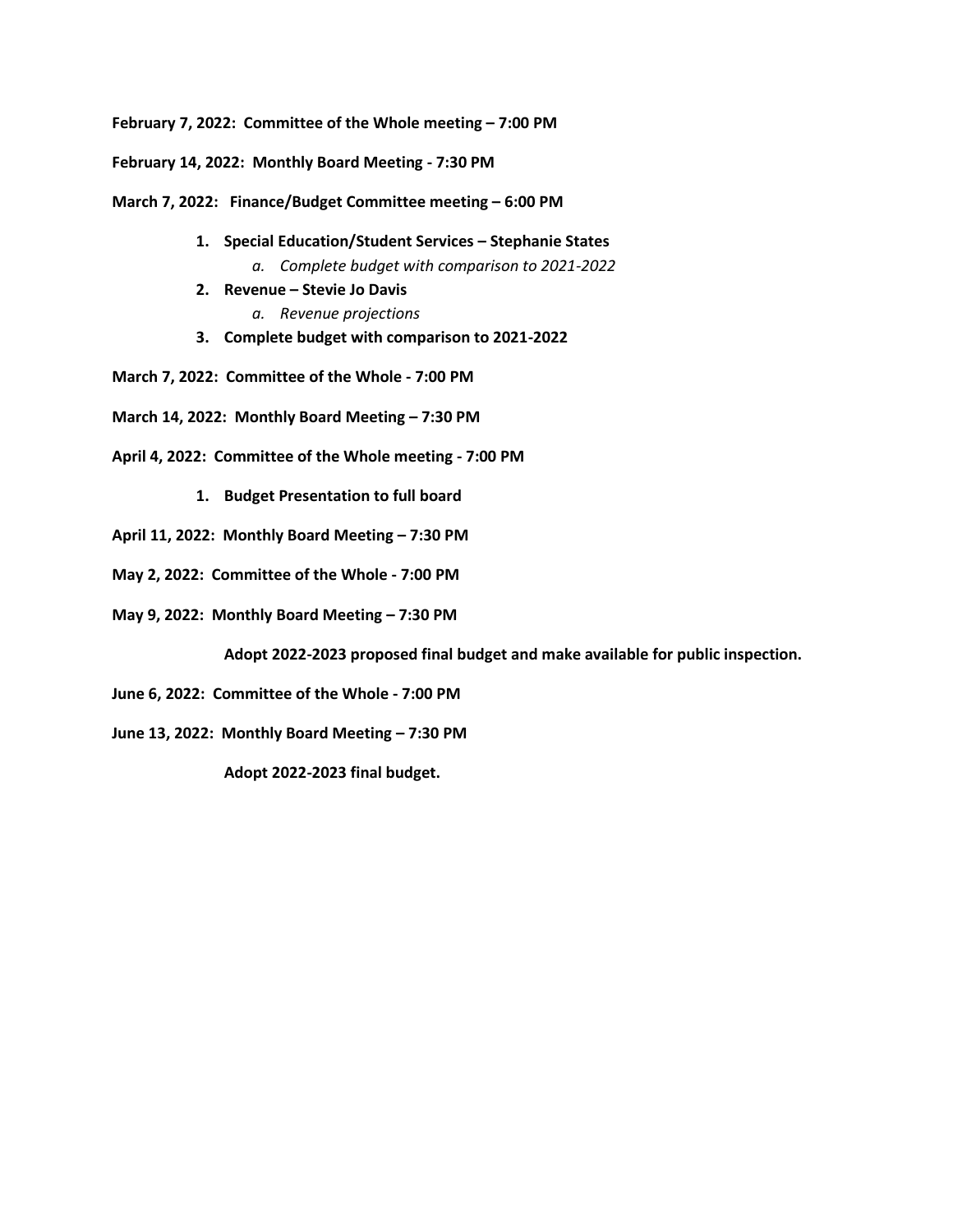**February 7, 2022: Committee of the Whole meeting – 7:00 PM**

**February 14, 2022: Monthly Board Meeting - 7:30 PM**

**March 7, 2022: Finance/Budget Committee meeting – 6:00 PM**

1. **Special Education/Student Services – Stephanie States**
    a. *Complete budget with comparison to 2021-2022*
2. **Revenue – Stevie Jo Davis**
    a. *Revenue projections*
3. **Complete budget with comparison to 2021-2022**

**March 7, 2022: Committee of the Whole - 7:00 PM**

**March 14, 2022: Monthly Board Meeting – 7:30 PM**

**April 4, 2022: Committee of the Whole meeting - 7:00 PM**

1. **Budget Presentation to full board**

**April 11, 2022: Monthly Board Meeting – 7:30 PM**

**May 2, 2022: Committee of the Whole - 7:00 PM**

**May 9, 2022: Monthly Board Meeting – 7:30 PM**

**Adopt 2022-2023 proposed final budget and make available for public inspection.**

**June 6, 2022: Committee of the Whole - 7:00 PM**

**June 13, 2022: Monthly Board Meeting – 7:30 PM**

**Adopt 2022-2023 final budget.**